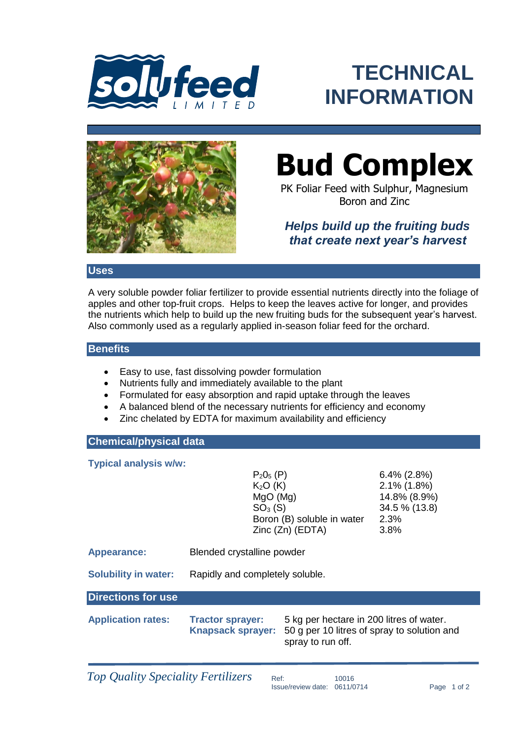# TECHNICAL INFORMATION

# Bud Complex

PK Foliar Feed with Sulphur, Magnesium Boron and Zinc

***Helps build up the fruiting buds that create next year's harvest***

## Uses

A very soluble powder foliar fertilizer to provide essential nutrients directly into the foliage of apples and other top-fruit crops. Helps to keep the leaves active for longer, and provides the nutrients which help to build up the new fruiting buds for the subsequent year's harvest. Also commonly used as a regularly applied in-season foliar feed for the orchard.

## Benefits

- Easy to use, fast dissolving powder formulation
- Nutrients fully and immediately available to the plant
- Formulated for easy absorption and rapid uptake through the leaves
- A balanced blend of the necessary nutrients for efficiency and economy
- Zinc chelated by EDTA for maximum availability and efficiency

## Chemical/physical data

**Typical analysis w/w:**

| Nutrient | Content |
|---|---|
| $P_2O_5$ (P) | 6.4% (2.8%) |
| $K_2O$ (K) | 2.1% (1.8%) |
| MgO (Mg) | 14.8% (8.9%) |
| $SO_3$ (S) | 34.5 % (13.8) |
| Boron (B) soluble in water | 2.3% |
| Zinc (Zn) (EDTA) | 3.8% |

**Appearance:** Blended crystalline powder

**Solubility in water:** Rapidly and completely soluble.

## Directions for use

**Application rates:**

**Tractor sprayer:** 5 kg per hectare in 200 litres of water.

**Knapsack sprayer:** 50 g per 10 litres of spray to solution and spray to run off.

*Top Quality Speciality Fertilizers*

Ref: 10016
Issue/review date: 0611/0714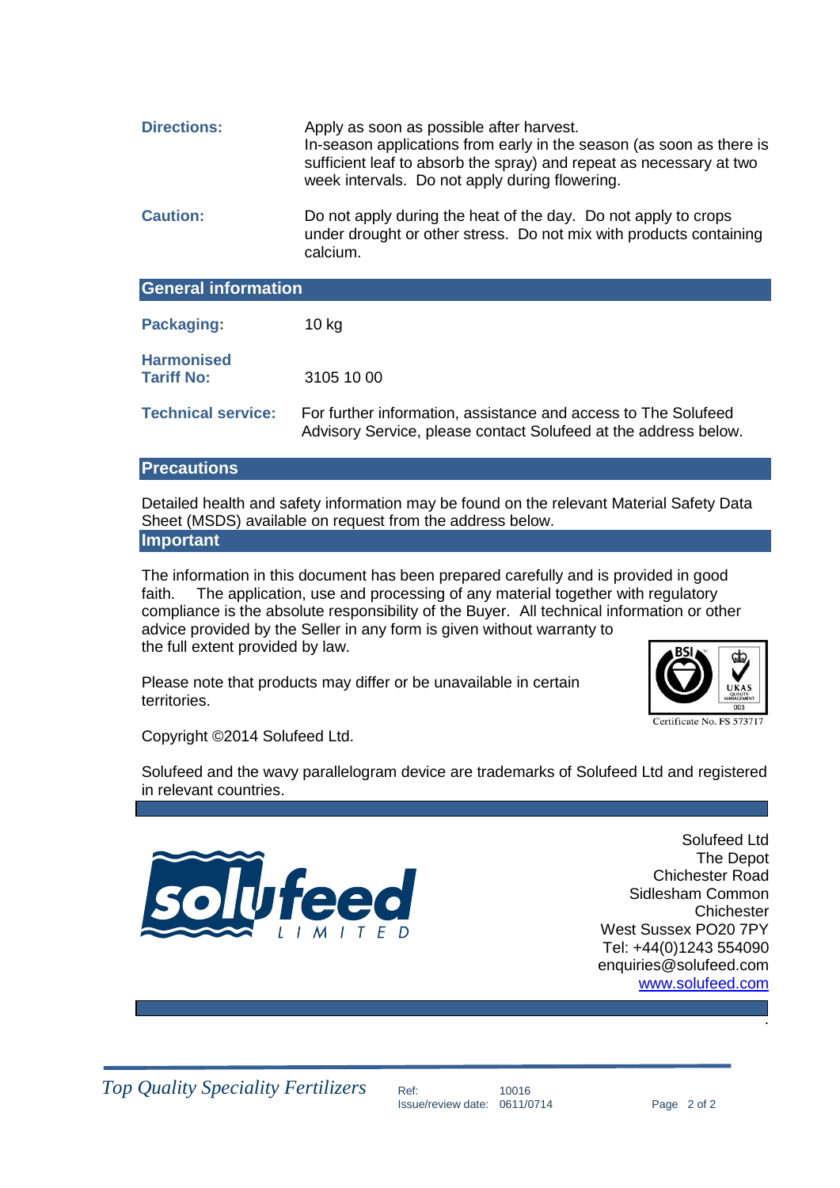**Directions:** Apply as soon as possible after harvest.
In-season applications from early in the season (as soon as there is sufficient leaf to absorb the spray) and repeat as necessary at two week intervals. Do not apply during flowering.

**Caution:** Do not apply during the heat of the day. Do not apply to crops under drought or other stress. Do not mix with products containing calcium.

## General information

**Packaging:** 10 kg

**Harmonised Tariff No:** 3105 10 00

**Technical service:** For further information, assistance and access to The Solufeed Advisory Service, please contact Solufeed at the address below.

## Precautions

Detailed health and safety information may be found on the relevant Material Safety Data Sheet (MSDS) available on request from the address below.

## Important

The information in this document has been prepared carefully and is provided in good faith. The application, use and processing of any material together with regulatory compliance is the absolute responsibility of the Buyer. All technical information or other advice provided by the Seller in any form is given without warranty to the full extent provided by law.

Please note that products may differ or be unavailable in certain territories.

Certificate No. FS 573717

Copyright ©2014 Solufeed Ltd.

Solufeed and the wavy parallelogram device are trademarks of Solufeed Ltd and registered in relevant countries.

Solufeed Ltd
The Depot
Chichester Road
Sidlesham Common
Chichester
West Sussex PO20 7PY
Tel: +44(0)1243 554090
enquiries@solufeed.com
www.solufeed.com

*Top Quality Speciality Fertilizers*

Ref: 10016
Issue/review date: 0611/0714